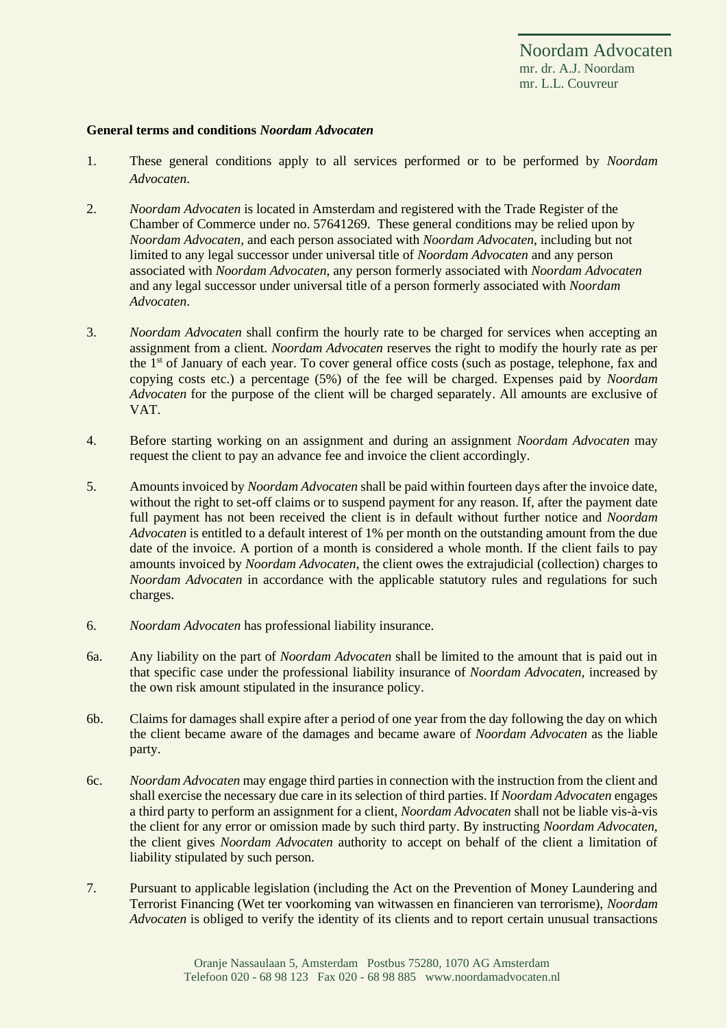Noordam Advocaten
mr. dr. A.J. Noordam
mr. L.L. Couvreur

**General terms and conditions *Noordam Advocaten***

1. These general conditions apply to all services performed or to be performed by *Noordam Advocaten*.

2. *Noordam Advocaten* is located in Amsterdam and registered with the Trade Register of the Chamber of Commerce under no. 57641269. These general conditions may be relied upon by *Noordam Advocaten*, and each person associated with *Noordam Advocaten*, including but not limited to any legal successor under universal title of *Noordam Advocaten* and any person associated with *Noordam Advocaten*, any person formerly associated with *Noordam Advocaten* and any legal successor under universal title of a person formerly associated with *Noordam Advocaten*.

3. *Noordam Advocaten* shall confirm the hourly rate to be charged for services when accepting an assignment from a client. *Noordam Advocaten* reserves the right to modify the hourly rate as per the 1st of January of each year. To cover general office costs (such as postage, telephone, fax and copying costs etc.) a percentage (5%) of the fee will be charged. Expenses paid by *Noordam Advocaten* for the purpose of the client will be charged separately. All amounts are exclusive of VAT.

4. Before starting working on an assignment and during an assignment *Noordam Advocaten* may request the client to pay an advance fee and invoice the client accordingly.

5. Amounts invoiced by *Noordam Advocaten* shall be paid within fourteen days after the invoice date, without the right to set-off claims or to suspend payment for any reason. If, after the payment date full payment has not been received the client is in default without further notice and *Noordam Advocaten* is entitled to a default interest of 1% per month on the outstanding amount from the due date of the invoice. A portion of a month is considered a whole month. If the client fails to pay amounts invoiced by *Noordam Advocaten*, the client owes the extrajudicial (collection) charges to *Noordam Advocaten* in accordance with the applicable statutory rules and regulations for such charges.

6. *Noordam Advocaten* has professional liability insurance.

6a. Any liability on the part of *Noordam Advocaten* shall be limited to the amount that is paid out in that specific case under the professional liability insurance of *Noordam Advocaten*, increased by the own risk amount stipulated in the insurance policy.

6b. Claims for damages shall expire after a period of one year from the day following the day on which the client became aware of the damages and became aware of *Noordam Advocaten* as the liable party.

6c. *Noordam Advocaten* may engage third parties in connection with the instruction from the client and shall exercise the necessary due care in its selection of third parties. If *Noordam Advocaten* engages a third party to perform an assignment for a client, *Noordam Advocaten* shall not be liable vis-à-vis the client for any error or omission made by such third party. By instructing *Noordam Advocaten*, the client gives *Noordam Advocaten* authority to accept on behalf of the client a limitation of liability stipulated by such person.

7. Pursuant to applicable legislation (including the Act on the Prevention of Money Laundering and Terrorist Financing (Wet ter voorkoming van witwassen en financieren van terrorisme), *Noordam Advocaten* is obliged to verify the identity of its clients and to report certain unusual transactions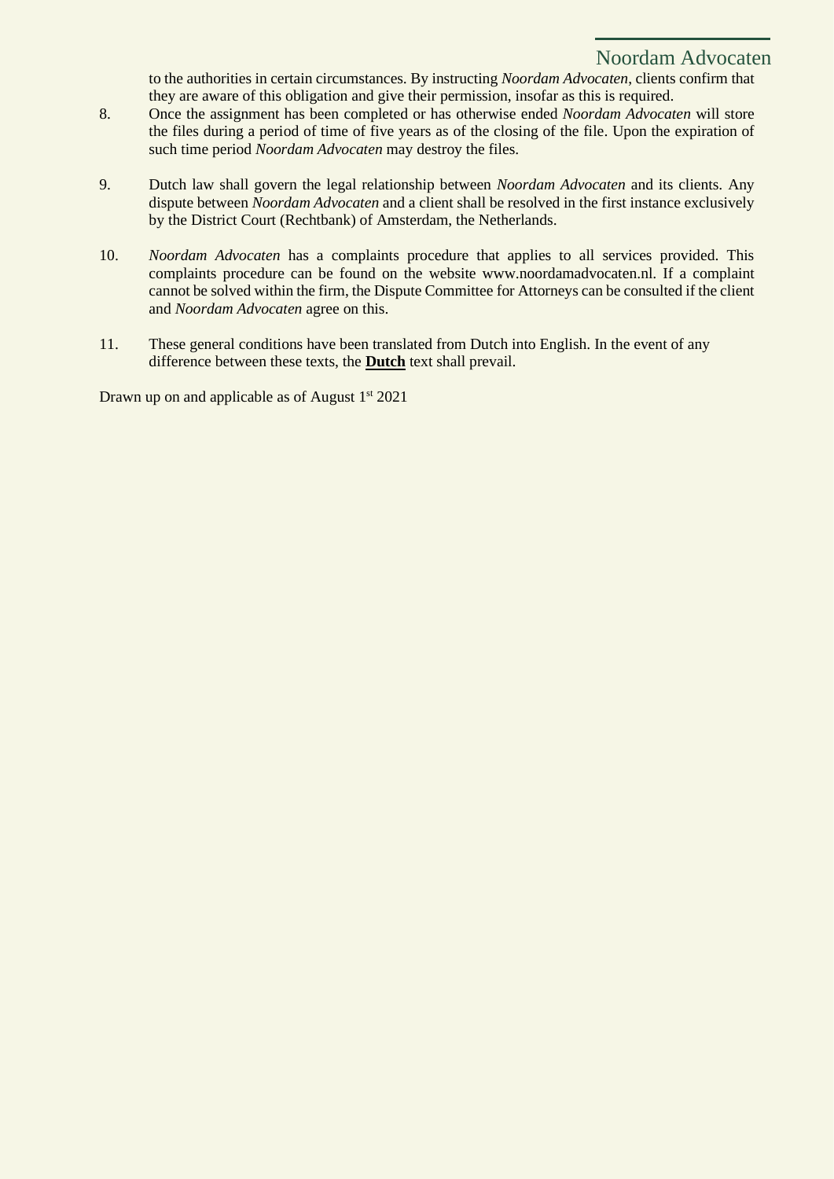to the authorities in certain circumstances. By instructing *Noordam Advocaten*, clients confirm that they are aware of this obligation and give their permission, insofar as this is required.

8. Once the assignment has been completed or has otherwise ended *Noordam Advocaten* will store the files during a period of time of five years as of the closing of the file. Upon the expiration of such time period *Noordam Advocaten* may destroy the files.

9. Dutch law shall govern the legal relationship between *Noordam Advocaten* and its clients. Any dispute between *Noordam Advocaten* and a client shall be resolved in the first instance exclusively by the District Court (Rechtbank) of Amsterdam, the Netherlands.

10. *Noordam Advocaten* has a complaints procedure that applies to all services provided. This complaints procedure can be found on the website www.noordamadvocaten.nl. If a complaint cannot be solved within the firm, the Dispute Committee for Attorneys can be consulted if the client and *Noordam Advocaten* agree on this.

11. These general conditions have been translated from Dutch into English. In the event of any difference between these texts, the **Dutch** text shall prevail.

Drawn up on and applicable as of August 1st 2021